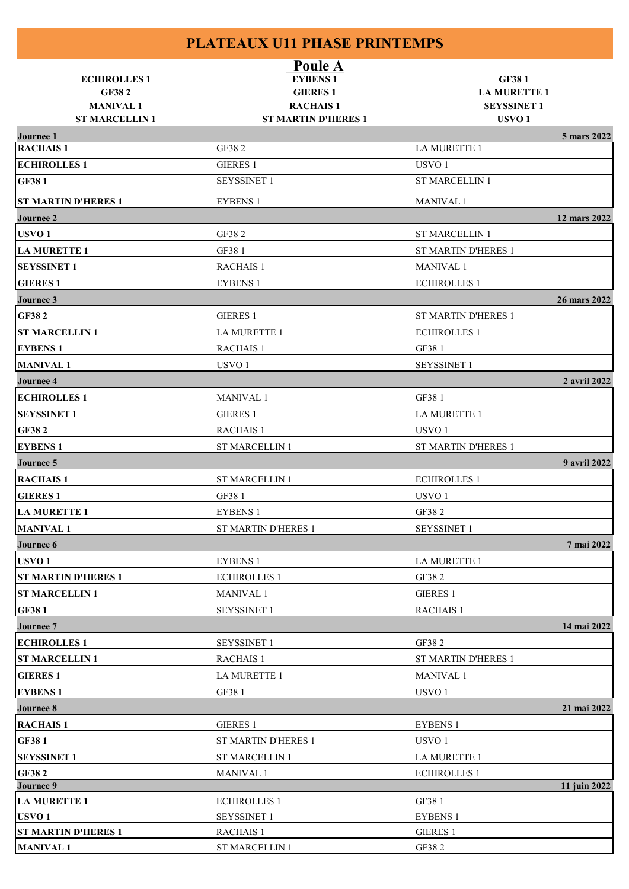# PLATEAUX U11 PHASE PRINTEMPS

## Poule A

| | | |
|---|---|---|
| ECHIROLLES 1 | EYBENS 1 | GF38 1 |
| GF38 2 | GIERES 1 | LA MURETTE 1 |
| MANIVAL 1 | RACHAIS 1 | SEYSSINET 1 |
| ST MARCELLIN 1 | ST MARTIN D'HERES 1 | USVO 1 |

| | | |
|---|---|---|
| **Journee 1** | | **5 mars 2022** |
| **RACHAIS 1** | GF38 2 | LA MURETTE 1 |
| **ECHIROLLES 1** | GIERES 1 | USVO 1 |
| **GF38 1** | SEYSSINET 1 | ST MARCELLIN 1 |
| **ST MARTIN D'HERES 1** | EYBENS 1 | MANIVAL 1 |
| **Journee 2** | | **12 mars 2022** |
| **USVO 1** | GF38 2 | ST MARCELLIN 1 |
| **LA MURETTE 1** | GF38 1 | ST MARTIN D'HERES 1 |
| **SEYSSINET 1** | RACHAIS 1 | MANIVAL 1 |
| **GIERES 1** | EYBENS 1 | ECHIROLLES 1 |
| **Journee 3** | | **26 mars 2022** |
| **GF38 2** | GIERES 1 | ST MARTIN D'HERES 1 |
| **ST MARCELLIN 1** | LA MURETTE 1 | ECHIROLLES 1 |
| **EYBENS 1** | RACHAIS 1 | GF38 1 |
| **MANIVAL 1** | USVO 1 | SEYSSINET 1 |
| **Journee 4** | | **2 avril 2022** |
| **ECHIROLLES 1** | MANIVAL 1 | GF38 1 |
| **SEYSSINET 1** | GIERES 1 | LA MURETTE 1 |
| **GF38 2** | RACHAIS 1 | USVO 1 |
| **EYBENS 1** | ST MARCELLIN 1 | ST MARTIN D'HERES 1 |
| **Journee 5** | | **9 avril 2022** |
| **RACHAIS 1** | ST MARCELLIN 1 | ECHIROLLES 1 |
| **GIERES 1** | GF38 1 | USVO 1 |
| **LA MURETTE 1** | EYBENS 1 | GF38 2 |
| **MANIVAL 1** | ST MARTIN D'HERES 1 | SEYSSINET 1 |
| **Journee 6** | | **7 mai 2022** |
| **USVO 1** | EYBENS 1 | LA MURETTE 1 |
| **ST MARTIN D'HERES 1** | ECHIROLLES 1 | GF38 2 |
| **ST MARCELLIN 1** | MANIVAL 1 | GIERES 1 |
| **GF38 1** | SEYSSINET 1 | RACHAIS 1 |
| **Journee 7** | | **14 mai 2022** |
| **ECHIROLLES 1** | SEYSSINET 1 | GF38 2 |
| **ST MARCELLIN 1** | RACHAIS 1 | ST MARTIN D'HERES 1 |
| **GIERES 1** | LA MURETTE 1 | MANIVAL 1 |
| **EYBENS 1** | GF38 1 | USVO 1 |
| **Journee 8** | | **21 mai 2022** |
| **RACHAIS 1** | GIERES 1 | EYBENS 1 |
| **GF38 1** | ST MARTIN D'HERES 1 | USVO 1 |
| **SEYSSINET 1** | ST MARCELLIN 1 | LA MURETTE 1 |
| **GF38 2** | MANIVAL 1 | ECHIROLLES 1 |
| **Journee 9** | | **11 juin 2022** |
| **LA MURETTE 1** | ECHIROLLES 1 | GF38 1 |
| **USVO 1** | SEYSSINET 1 | EYBENS 1 |
| **ST MARTIN D'HERES 1** | RACHAIS 1 | GIERES 1 |
| **MANIVAL 1** | ST MARCELLIN 1 | GF38 2 |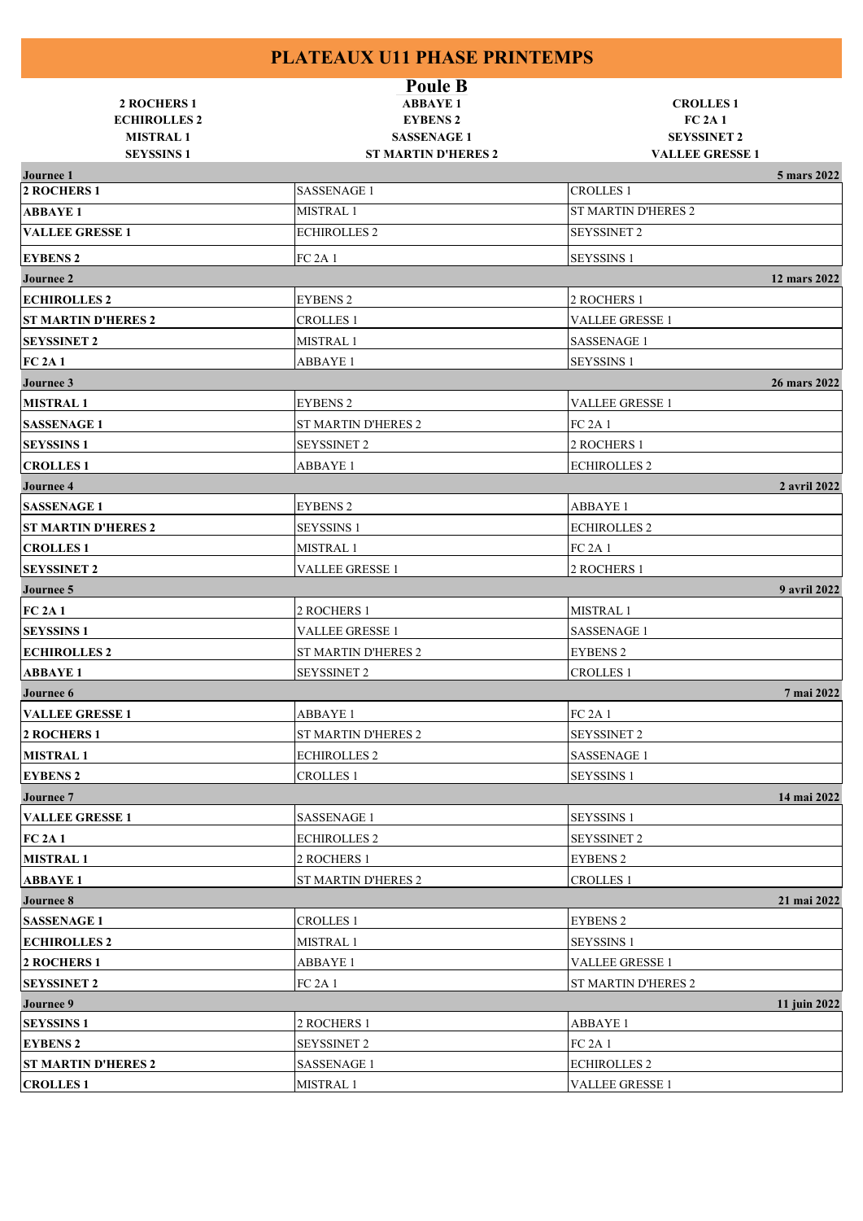# PLATEAUX U11 PHASE PRINTEMPS

## Poule B

| | | |
|---|---|---|
| **2 ROCHERS 1** | **ABBAYE 1** | **CROLLES 1** |
| **ECHIROLLES 2** | **EYBENS 2** | **FC 2A 1** |
| **MISTRAL 1** | **SASSENAGE 1** | **SEYSSINET 2** |
| **SEYSSINS 1** | **ST MARTIN D'HERES 2** | **VALLEE GRESSE 1** |

| **Journee 1** | | **5 mars 2022** |
|---|---|---|
| **2 ROCHERS 1** | SASSENAGE 1 | CROLLES 1 |
| **ABBAYE 1** | MISTRAL 1 | ST MARTIN D'HERES 2 |
| **VALLEE GRESSE 1** | ECHIROLLES 2 | SEYSSINET 2 |
| **EYBENS 2** | FC 2A 1 | SEYSSINS 1 |
| **Journee 2** | | **12 mars 2022** |
| **ECHIROLLES 2** | EYBENS 2 | 2 ROCHERS 1 |
| **ST MARTIN D'HERES 2** | CROLLES 1 | VALLEE GRESSE 1 |
| **SEYSSINET 2** | MISTRAL 1 | SASSENAGE 1 |
| **FC 2A 1** | ABBAYE 1 | SEYSSINS 1 |
| **Journee 3** | | **26 mars 2022** |
| **MISTRAL 1** | EYBENS 2 | VALLEE GRESSE 1 |
| **SASSENAGE 1** | ST MARTIN D'HERES 2 | FC 2A 1 |
| **SEYSSINS 1** | SEYSSINET 2 | 2 ROCHERS 1 |
| **CROLLES 1** | ABBAYE 1 | ECHIROLLES 2 |
| **Journee 4** | | **2 avril 2022** |
| **SASSENAGE 1** | EYBENS 2 | ABBAYE 1 |
| **ST MARTIN D'HERES 2** | SEYSSINS 1 | ECHIROLLES 2 |
| **CROLLES 1** | MISTRAL 1 | FC 2A 1 |
| **SEYSSINET 2** | VALLEE GRESSE 1 | 2 ROCHERS 1 |
| **Journee 5** | | **9 avril 2022** |
| **FC 2A 1** | 2 ROCHERS 1 | MISTRAL 1 |
| **SEYSSINS 1** | VALLEE GRESSE 1 | SASSENAGE 1 |
| **ECHIROLLES 2** | ST MARTIN D'HERES 2 | EYBENS 2 |
| **ABBAYE 1** | SEYSSINET 2 | CROLLES 1 |
| **Journee 6** | | **7 mai 2022** |
| **VALLEE GRESSE 1** | ABBAYE 1 | FC 2A 1 |
| **2 ROCHERS 1** | ST MARTIN D'HERES 2 | SEYSSINET 2 |
| **MISTRAL 1** | ECHIROLLES 2 | SASSENAGE 1 |
| **EYBENS 2** | CROLLES 1 | SEYSSINS 1 |
| **Journee 7** | | **14 mai 2022** |
| **VALLEE GRESSE 1** | SASSENAGE 1 | SEYSSINS 1 |
| **FC 2A 1** | ECHIROLLES 2 | SEYSSINET 2 |
| **MISTRAL 1** | 2 ROCHERS 1 | EYBENS 2 |
| **ABBAYE 1** | ST MARTIN D'HERES 2 | CROLLES 1 |
| **Journee 8** | | **21 mai 2022** |
| **SASSENAGE 1** | CROLLES 1 | EYBENS 2 |
| **ECHIROLLES 2** | MISTRAL 1 | SEYSSINS 1 |
| **2 ROCHERS 1** | ABBAYE 1 | VALLEE GRESSE 1 |
| **SEYSSINET 2** | FC 2A 1 | ST MARTIN D'HERES 2 |
| **Journee 9** | | **11 juin 2022** |
| **SEYSSINS 1** | 2 ROCHERS 1 | ABBAYE 1 |
| **EYBENS 2** | SEYSSINET 2 | FC 2A 1 |
| **ST MARTIN D'HERES 2** | SASSENAGE 1 | ECHIROLLES 2 |
| **CROLLES 1** | MISTRAL 1 | VALLEE GRESSE 1 |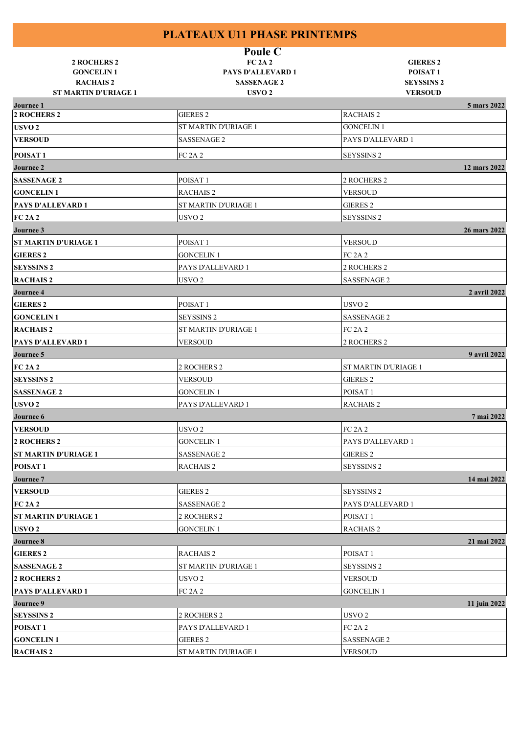# PLATEAUX U11 PHASE PRINTEMPS

## Poule C

| | | |
|---|---|---|
| **2 ROCHERS 2** | **FC 2A 2** | **GIERES 2** |
| **GONCELIN 1** | **PAYS D'ALLEVARD 1** | **POISAT 1** |
| **RACHAIS 2** | **SASSENAGE 2** | **SEYSSINS 2** |
| **ST MARTIN D'URIAGE 1** | **USVO 2** | **VERSOUD** |

| | | |
|---|---|---|
| **Journee 1** | | **5 mars 2022** |
| **2 ROCHERS 2** | GIERES 2 | RACHAIS 2 |
| **USVO 2** | ST MARTIN D'URIAGE 1 | GONCELIN 1 |
| **VERSOUD** | SASSENAGE 2 | PAYS D'ALLEVARD 1 |
| **POISAT 1** | FC 2A 2 | SEYSSINS 2 |
| **Journee 2** | | **12 mars 2022** |
| **SASSENAGE 2** | POISAT 1 | 2 ROCHERS 2 |
| **GONCELIN 1** | RACHAIS 2 | VERSOUD |
| **PAYS D'ALLEVARD 1** | ST MARTIN D'URIAGE 1 | GIERES 2 |
| **FC 2A 2** | USVO 2 | SEYSSINS 2 |
| **Journee 3** | | **26 mars 2022** |
| **ST MARTIN D'URIAGE 1** | POISAT 1 | VERSOUD |
| **GIERES 2** | GONCELIN 1 | FC 2A 2 |
| **SEYSSINS 2** | PAYS D'ALLEVARD 1 | 2 ROCHERS 2 |
| **RACHAIS 2** | USVO 2 | SASSENAGE 2 |
| **Journee 4** | | **2 avril 2022** |
| **GIERES 2** | POISAT 1 | USVO 2 |
| **GONCELIN 1** | SEYSSINS 2 | SASSENAGE 2 |
| **RACHAIS 2** | ST MARTIN D'URIAGE 1 | FC 2A 2 |
| **PAYS D'ALLEVARD 1** | VERSOUD | 2 ROCHERS 2 |
| **Journee 5** | | **9 avril 2022** |
| **FC 2A 2** | 2 ROCHERS 2 | ST MARTIN D'URIAGE 1 |
| **SEYSSINS 2** | VERSOUD | GIERES 2 |
| **SASSENAGE 2** | GONCELIN 1 | POISAT 1 |
| **USVO 2** | PAYS D'ALLEVARD 1 | RACHAIS 2 |
| **Journee 6** | | **7 mai 2022** |
| **VERSOUD** | USVO 2 | FC 2A 2 |
| **2 ROCHERS 2** | GONCELIN 1 | PAYS D'ALLEVARD 1 |
| **ST MARTIN D'URIAGE 1** | SASSENAGE 2 | GIERES 2 |
| **POISAT 1** | RACHAIS 2 | SEYSSINS 2 |
| **Journee 7** | | **14 mai 2022** |
| **VERSOUD** | GIERES 2 | SEYSSINS 2 |
| **FC 2A 2** | SASSENAGE 2 | PAYS D'ALLEVARD 1 |
| **ST MARTIN D'URIAGE 1** | 2 ROCHERS 2 | POISAT 1 |
| **USVO 2** | GONCELIN 1 | RACHAIS 2 |
| **Journee 8** | | **21 mai 2022** |
| **GIERES 2** | RACHAIS 2 | POISAT 1 |
| **SASSENAGE 2** | ST MARTIN D'URIAGE 1 | SEYSSINS 2 |
| **2 ROCHERS 2** | USVO 2 | VERSOUD |
| **PAYS D'ALLEVARD 1** | FC 2A 2 | GONCELIN 1 |
| **Journee 9** | | **11 juin 2022** |
| **SEYSSINS 2** | 2 ROCHERS 2 | USVO 2 |
| **POISAT 1** | PAYS D'ALLEVARD 1 | FC 2A 2 |
| **GONCELIN 1** | GIERES 2 | SASSENAGE 2 |
| **RACHAIS 2** | ST MARTIN D'URIAGE 1 | VERSOUD |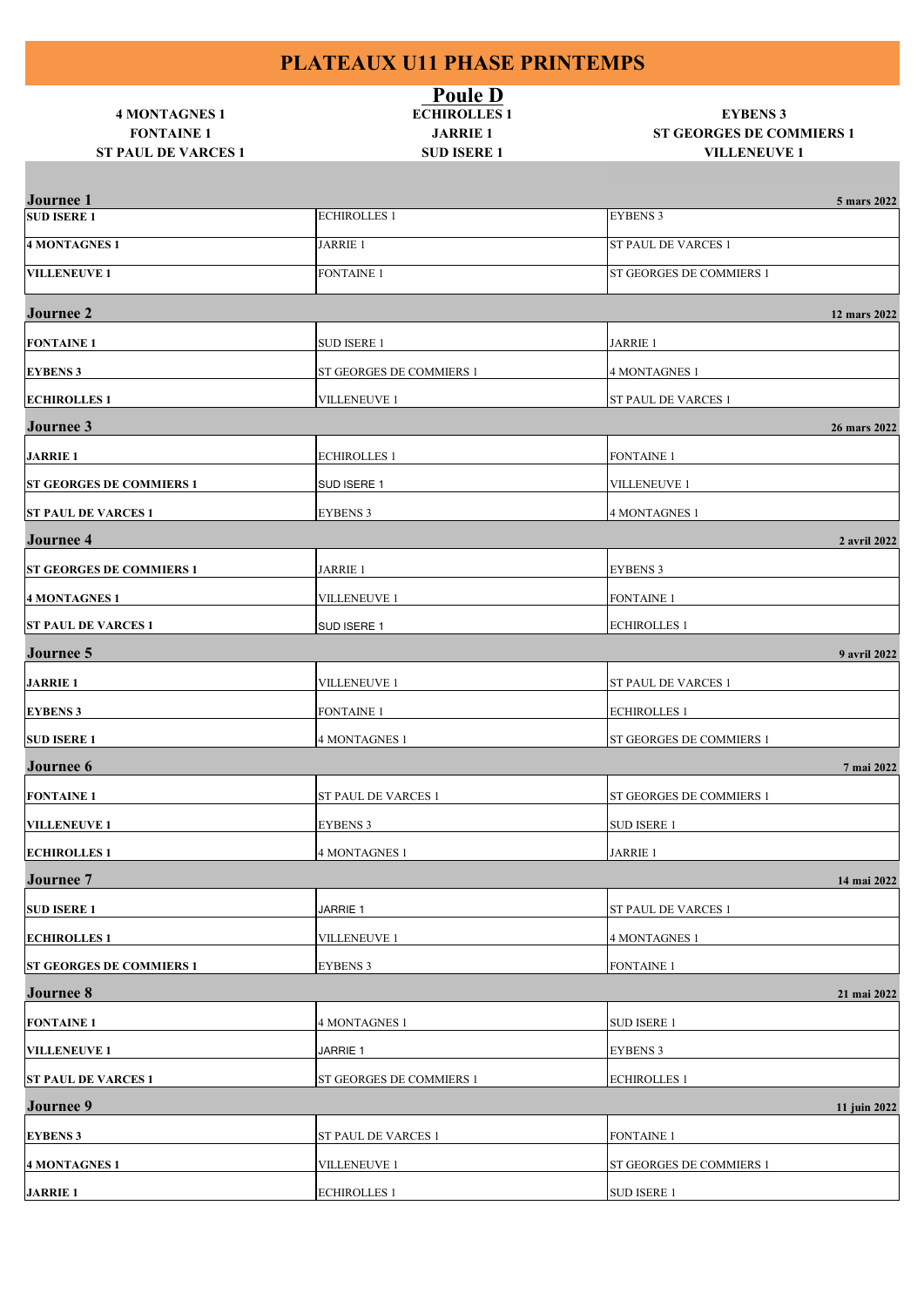# PLATEAUX U11 PHASE PRINTEMPS

## Poule D

| | | |
|---|---|---|
| **4 MONTAGNES 1** | **ECHIROLLES 1** | **EYBENS 3** |
| **FONTAINE 1** | **JARRIE 1** | **ST GEORGES DE COMMIERS 1** |
| **ST PAUL DE VARCES 1** | **SUD ISERE 1** | **VILLENEUVE 1** |

### Journee 1 — 5 mars 2022

| | | |
|---|---|---|
| **SUD ISERE 1** | ECHIROLLES 1 | EYBENS 3 |
| **4 MONTAGNES 1** | JARRIE 1 | ST PAUL DE VARCES 1 |
| **VILLENEUVE 1** | FONTAINE 1 | ST GEORGES DE COMMIERS 1 |

### Journee 2 — 12 mars 2022

| | | |
|---|---|---|
| **FONTAINE 1** | SUD ISERE 1 | JARRIE 1 |
| **EYBENS 3** | ST GEORGES DE COMMIERS 1 | 4 MONTAGNES 1 |
| **ECHIROLLES 1** | VILLENEUVE 1 | ST PAUL DE VARCES 1 |

### Journee 3 — 26 mars 2022

| | | |
|---|---|---|
| **JARRIE 1** | ECHIROLLES 1 | FONTAINE 1 |
| **ST GEORGES DE COMMIERS 1** | SUD ISERE 1 | VILLENEUVE 1 |
| **ST PAUL DE VARCES 1** | EYBENS 3 | 4 MONTAGNES 1 |

### Journee 4 — 2 avril 2022

| | | |
|---|---|---|
| **ST GEORGES DE COMMIERS 1** | JARRIE 1 | EYBENS 3 |
| **4 MONTAGNES 1** | VILLENEUVE 1 | FONTAINE 1 |
| **ST PAUL DE VARCES 1** | SUD ISERE 1 | ECHIROLLES 1 |

### Journee 5 — 9 avril 2022

| | | |
|---|---|---|
| **JARRIE 1** | VILLENEUVE 1 | ST PAUL DE VARCES 1 |
| **EYBENS 3** | FONTAINE 1 | ECHIROLLES 1 |
| **SUD ISERE 1** | 4 MONTAGNES 1 | ST GEORGES DE COMMIERS 1 |

### Journee 6 — 7 mai 2022

| | | |
|---|---|---|
| **FONTAINE 1** | ST PAUL DE VARCES 1 | ST GEORGES DE COMMIERS 1 |
| **VILLENEUVE 1** | EYBENS 3 | SUD ISERE 1 |
| **ECHIROLLES 1** | 4 MONTAGNES 1 | JARRIE 1 |

### Journee 7 — 14 mai 2022

| | | |
|---|---|---|
| **SUD ISERE 1** | JARRIE 1 | ST PAUL DE VARCES 1 |
| **ECHIROLLES 1** | VILLENEUVE 1 | 4 MONTAGNES 1 |
| **ST GEORGES DE COMMIERS 1** | EYBENS 3 | FONTAINE 1 |

### Journee 8 — 21 mai 2022

| | | |
|---|---|---|
| **FONTAINE 1** | 4 MONTAGNES 1 | SUD ISERE 1 |
| **VILLENEUVE 1** | JARRIE 1 | EYBENS 3 |
| **ST PAUL DE VARCES 1** | ST GEORGES DE COMMIERS 1 | ECHIROLLES 1 |

### Journee 9 — 11 juin 2022

| | | |
|---|---|---|
| **EYBENS 3** | ST PAUL DE VARCES 1 | FONTAINE 1 |
| **4 MONTAGNES 1** | VILLENEUVE 1 | ST GEORGES DE COMMIERS 1 |
| **JARRIE 1** | ECHIROLLES 1 | SUD ISERE 1 |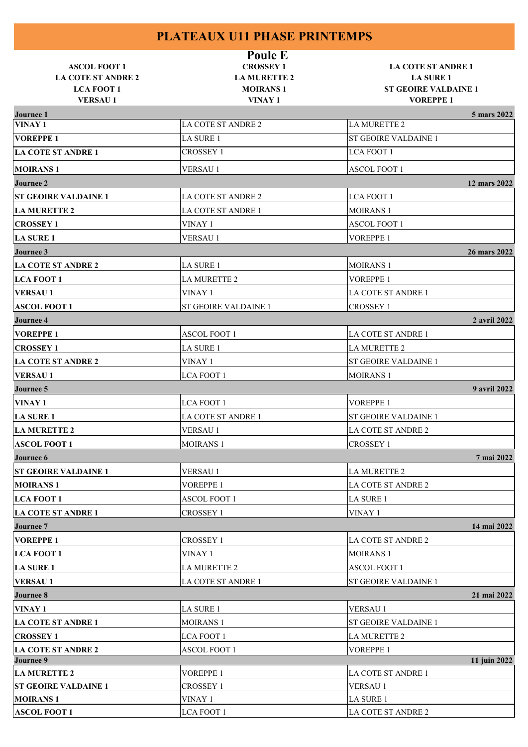# PLATEAUX U11 PHASE PRINTEMPS

## Poule E

| | | |
|---|---|---|
| **ASCOL FOOT 1** | **CROSSEY 1** | **LA COTE ST ANDRE 1** |
| **LA COTE ST ANDRE 2** | **LA MURETTE 2** | **LA SURE 1** |
| **LCA FOOT 1** | **MOIRANS 1** | **ST GEOIRE VALDAINE 1** |
| **VERSAU 1** | **VINAY 1** | **VOREPPE 1** |

| **Journee 1** | | **5 mars 2022** |
|---|---|---|
| **VINAY 1** | LA COTE ST ANDRE 2 | LA MURETTE 2 |
| **VOREPPE 1** | LA SURE 1 | ST GEOIRE VALDAINE 1 |
| **LA COTE ST ANDRE 1** | CROSSEY 1 | LCA FOOT 1 |
| **MOIRANS 1** | VERSAU 1 | ASCOL FOOT 1 |
| **Journee 2** | | **12 mars 2022** |
| **ST GEOIRE VALDAINE 1** | LA COTE ST ANDRE 2 | LCA FOOT 1 |
| **LA MURETTE 2** | LA COTE ST ANDRE 1 | MOIRANS 1 |
| **CROSSEY 1** | VINAY 1 | ASCOL FOOT 1 |
| **LA SURE 1** | VERSAU 1 | VOREPPE 1 |
| **Journee 3** | | **26 mars 2022** |
| **LA COTE ST ANDRE 2** | LA SURE 1 | MOIRANS 1 |
| **LCA FOOT 1** | LA MURETTE 2 | VOREPPE 1 |
| **VERSAU 1** | VINAY 1 | LA COTE ST ANDRE 1 |
| **ASCOL FOOT 1** | ST GEOIRE VALDAINE 1 | CROSSEY 1 |
| **Journee 4** | | **2 avril 2022** |
| **VOREPPE 1** | ASCOL FOOT 1 | LA COTE ST ANDRE 1 |
| **CROSSEY 1** | LA SURE 1 | LA MURETTE 2 |
| **LA COTE ST ANDRE 2** | VINAY 1 | ST GEOIRE VALDAINE 1 |
| **VERSAU 1** | LCA FOOT 1 | MOIRANS 1 |
| **Journee 5** | | **9 avril 2022** |
| **VINAY 1** | LCA FOOT 1 | VOREPPE 1 |
| **LA SURE 1** | LA COTE ST ANDRE 1 | ST GEOIRE VALDAINE 1 |
| **LA MURETTE 2** | VERSAU 1 | LA COTE ST ANDRE 2 |
| **ASCOL FOOT 1** | MOIRANS 1 | CROSSEY 1 |
| **Journee 6** | | **7 mai 2022** |
| **ST GEOIRE VALDAINE 1** | VERSAU 1 | LA MURETTE 2 |
| **MOIRANS 1** | VOREPPE 1 | LA COTE ST ANDRE 2 |
| **LCA FOOT 1** | ASCOL FOOT 1 | LA SURE 1 |
| **LA COTE ST ANDRE 1** | CROSSEY 1 | VINAY 1 |
| **Journee 7** | | **14 mai 2022** |
| **VOREPPE 1** | CROSSEY 1 | LA COTE ST ANDRE 2 |
| **LCA FOOT 1** | VINAY 1 | MOIRANS 1 |
| **LA SURE 1** | LA MURETTE 2 | ASCOL FOOT 1 |
| **VERSAU 1** | LA COTE ST ANDRE 1 | ST GEOIRE VALDAINE 1 |
| **Journee 8** | | **21 mai 2022** |
| **VINAY 1** | LA SURE 1 | VERSAU 1 |
| **LA COTE ST ANDRE 1** | MOIRANS 1 | ST GEOIRE VALDAINE 1 |
| **CROSSEY 1** | LCA FOOT 1 | LA MURETTE 2 |
| **LA COTE ST ANDRE 2** | ASCOL FOOT 1 | VOREPPE 1 |
| **Journee 9** | | **11 juin 2022** |
| **LA MURETTE 2** | VOREPPE 1 | LA COTE ST ANDRE 1 |
| **ST GEOIRE VALDAINE 1** | CROSSEY 1 | VERSAU 1 |
| **MOIRANS 1** | VINAY 1 | LA SURE 1 |
| **ASCOL FOOT 1** | LCA FOOT 1 | LA COTE ST ANDRE 2 |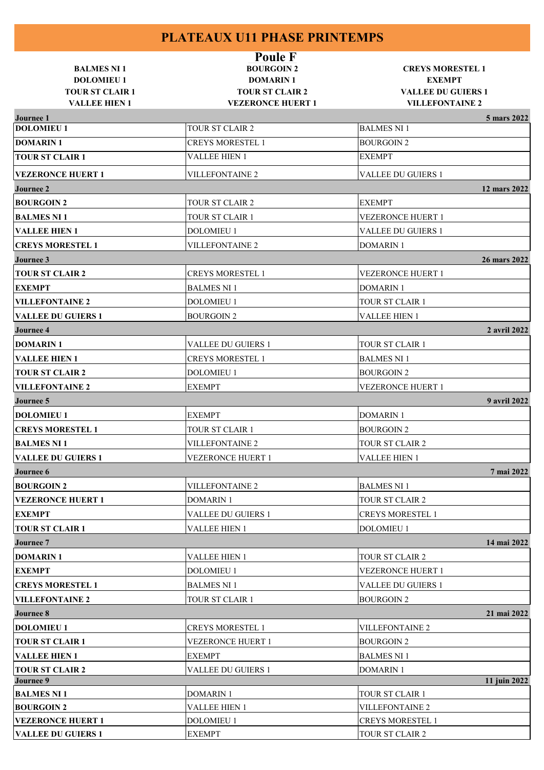# PLATEAUX U11 PHASE PRINTEMPS

## Poule F

| | | |
|---|---|---|
| **BALMES NI 1** | **BOURGOIN 2** | **CREYS MORESTEL 1** |
| **DOLOMIEU 1** | **DOMARIN 1** | **EXEMPT** |
| **TOUR ST CLAIR 1** | **TOUR ST CLAIR 2** | **VALLEE DU GUIERS 1** |
| **VALLEE HIEN 1** | **VEZERONCE HUERT 1** | **VILLEFONTAINE 2** |

| Journee 1 | | 5 mars 2022 |
|---|---|---|
| **DOLOMIEU 1** | TOUR ST CLAIR 2 | BALMES NI 1 |
| **DOMARIN 1** | CREYS MORESTEL 1 | BOURGOIN 2 |
| **TOUR ST CLAIR 1** | VALLEE HIEN 1 | EXEMPT |
| **VEZERONCE HUERT 1** | VILLEFONTAINE 2 | VALLEE DU GUIERS 1 |
| **Journee 2** | | **12 mars 2022** |
| **BOURGOIN 2** | TOUR ST CLAIR 2 | EXEMPT |
| **BALMES NI 1** | TOUR ST CLAIR 1 | VEZERONCE HUERT 1 |
| **VALLEE HIEN 1** | DOLOMIEU 1 | VALLEE DU GUIERS 1 |
| **CREYS MORESTEL 1** | VILLEFONTAINE 2 | DOMARIN 1 |
| **Journee 3** | | **26 mars 2022** |
| **TOUR ST CLAIR 2** | CREYS MORESTEL 1 | VEZERONCE HUERT 1 |
| **EXEMPT** | BALMES NI 1 | DOMARIN 1 |
| **VILLEFONTAINE 2** | DOLOMIEU 1 | TOUR ST CLAIR 1 |
| **VALLEE DU GUIERS 1** | BOURGOIN 2 | VALLEE HIEN 1 |
| **Journee 4** | | **2 avril 2022** |
| **DOMARIN 1** | VALLEE DU GUIERS 1 | TOUR ST CLAIR 1 |
| **VALLEE HIEN 1** | CREYS MORESTEL 1 | BALMES NI 1 |
| **TOUR ST CLAIR 2** | DOLOMIEU 1 | BOURGOIN 2 |
| **VILLEFONTAINE 2** | EXEMPT | VEZERONCE HUERT 1 |
| **Journee 5** | | **9 avril 2022** |
| **DOLOMIEU 1** | EXEMPT | DOMARIN 1 |
| **CREYS MORESTEL 1** | TOUR ST CLAIR 1 | BOURGOIN 2 |
| **BALMES NI 1** | VILLEFONTAINE 2 | TOUR ST CLAIR 2 |
| **VALLEE DU GUIERS 1** | VEZERONCE HUERT 1 | VALLEE HIEN 1 |
| **Journee 6** | | **7 mai 2022** |
| **BOURGOIN 2** | VILLEFONTAINE 2 | BALMES NI 1 |
| **VEZERONCE HUERT 1** | DOMARIN 1 | TOUR ST CLAIR 2 |
| **EXEMPT** | VALLEE DU GUIERS 1 | CREYS MORESTEL 1 |
| **TOUR ST CLAIR 1** | VALLEE HIEN 1 | DOLOMIEU 1 |
| **Journee 7** | | **14 mai 2022** |
| **DOMARIN 1** | VALLEE HIEN 1 | TOUR ST CLAIR 2 |
| **EXEMPT** | DOLOMIEU 1 | VEZERONCE HUERT 1 |
| **CREYS MORESTEL 1** | BALMES NI 1 | VALLEE DU GUIERS 1 |
| **VILLEFONTAINE 2** | TOUR ST CLAIR 1 | BOURGOIN 2 |
| **Journee 8** | | **21 mai 2022** |
| **DOLOMIEU 1** | CREYS MORESTEL 1 | VILLEFONTAINE 2 |
| **TOUR ST CLAIR 1** | VEZERONCE HUERT 1 | BOURGOIN 2 |
| **VALLEE HIEN 1** | EXEMPT | BALMES NI 1 |
| **TOUR ST CLAIR 2** | VALLEE DU GUIERS 1 | DOMARIN 1 |
| **Journee 9** | | **11 juin 2022** |
| **BALMES NI 1** | DOMARIN 1 | TOUR ST CLAIR 1 |
| **BOURGOIN 2** | VALLEE HIEN 1 | VILLEFONTAINE 2 |
| **VEZERONCE HUERT 1** | DOLOMIEU 1 | CREYS MORESTEL 1 |
| **VALLEE DU GUIERS 1** | EXEMPT | TOUR ST CLAIR 2 |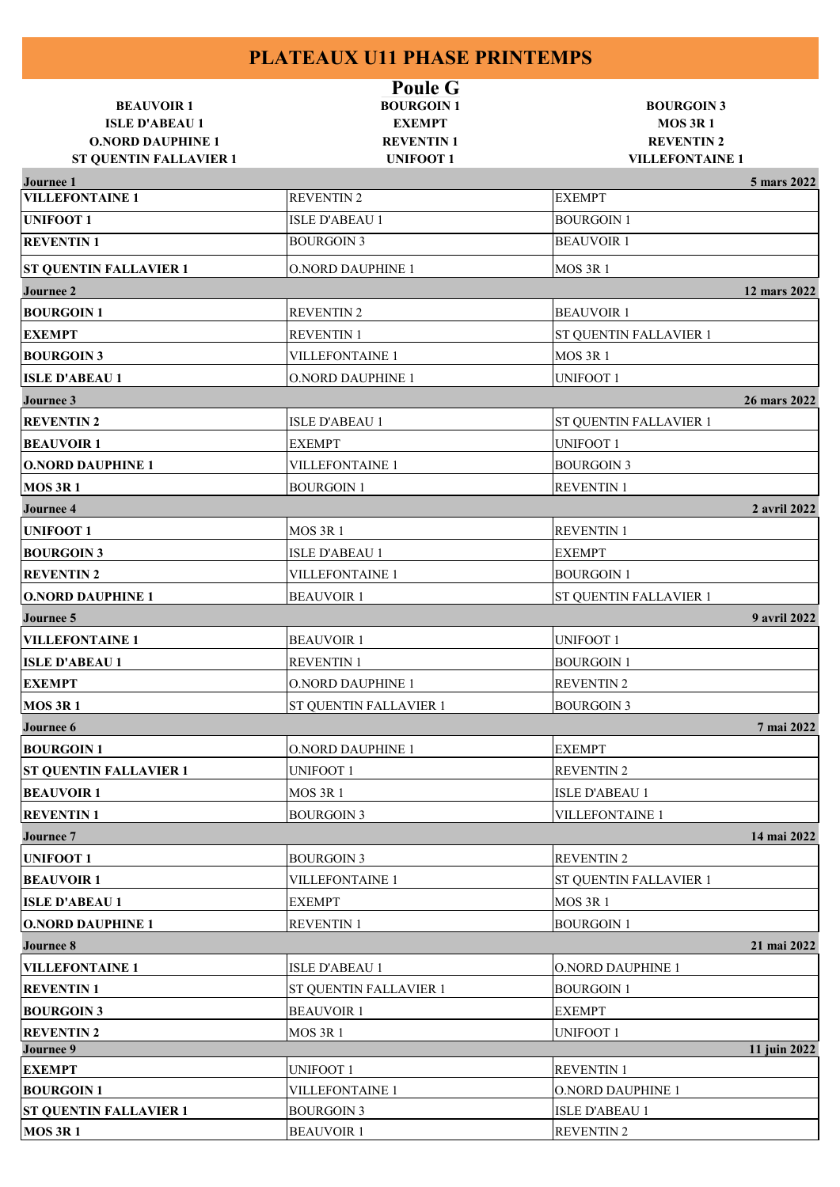# PLATEAUX U11 PHASE PRINTEMPS

## Poule G

| | | |
|---|---|---|
| **BEAUVOIR 1** | **BOURGOIN 1** | **BOURGOIN 3** |
| **ISLE D'ABEAU 1** | **EXEMPT** | **MOS 3R 1** |
| **O.NORD DAUPHINE 1** | **REVENTIN 1** | **REVENTIN 2** |
| **ST QUENTIN FALLAVIER 1** | **UNIFOOT 1** | **VILLEFONTAINE 1** |

| | | |
|---|---|---|
| **Journee 1** | | **5 mars 2022** |
| **VILLEFONTAINE 1** | REVENTIN 2 | EXEMPT |
| **UNIFOOT 1** | ISLE D'ABEAU 1 | BOURGOIN 1 |
| **REVENTIN 1** | BOURGOIN 3 | BEAUVOIR 1 |
| **ST QUENTIN FALLAVIER 1** | O.NORD DAUPHINE 1 | MOS 3R 1 |
| **Journee 2** | | **12 mars 2022** |
| **BOURGOIN 1** | REVENTIN 2 | BEAUVOIR 1 |
| **EXEMPT** | REVENTIN 1 | ST QUENTIN FALLAVIER 1 |
| **BOURGOIN 3** | VILLEFONTAINE 1 | MOS 3R 1 |
| **ISLE D'ABEAU 1** | O.NORD DAUPHINE 1 | UNIFOOT 1 |
| **Journee 3** | | **26 mars 2022** |
| **REVENTIN 2** | ISLE D'ABEAU 1 | ST QUENTIN FALLAVIER 1 |
| **BEAUVOIR 1** | EXEMPT | UNIFOOT 1 |
| **O.NORD DAUPHINE 1** | VILLEFONTAINE 1 | BOURGOIN 3 |
| **MOS 3R 1** | BOURGOIN 1 | REVENTIN 1 |
| **Journee 4** | | **2 avril 2022** |
| **UNIFOOT 1** | MOS 3R 1 | REVENTIN 1 |
| **BOURGOIN 3** | ISLE D'ABEAU 1 | EXEMPT |
| **REVENTIN 2** | VILLEFONTAINE 1 | BOURGOIN 1 |
| **O.NORD DAUPHINE 1** | BEAUVOIR 1 | ST QUENTIN FALLAVIER 1 |
| **Journee 5** | | **9 avril 2022** |
| **VILLEFONTAINE 1** | BEAUVOIR 1 | UNIFOOT 1 |
| **ISLE D'ABEAU 1** | REVENTIN 1 | BOURGOIN 1 |
| **EXEMPT** | O.NORD DAUPHINE 1 | REVENTIN 2 |
| **MOS 3R 1** | ST QUENTIN FALLAVIER 1 | BOURGOIN 3 |
| **Journee 6** | | **7 mai 2022** |
| **BOURGOIN 1** | O.NORD DAUPHINE 1 | EXEMPT |
| **ST QUENTIN FALLAVIER 1** | UNIFOOT 1 | REVENTIN 2 |
| **BEAUVOIR 1** | MOS 3R 1 | ISLE D'ABEAU 1 |
| **REVENTIN 1** | BOURGOIN 3 | VILLEFONTAINE 1 |
| **Journee 7** | | **14 mai 2022** |
| **UNIFOOT 1** | BOURGOIN 3 | REVENTIN 2 |
| **BEAUVOIR 1** | VILLEFONTAINE 1 | ST QUENTIN FALLAVIER 1 |
| **ISLE D'ABEAU 1** | EXEMPT | MOS 3R 1 |
| **O.NORD DAUPHINE 1** | REVENTIN 1 | BOURGOIN 1 |
| **Journee 8** | | **21 mai 2022** |
| **VILLEFONTAINE 1** | ISLE D'ABEAU 1 | O.NORD DAUPHINE 1 |
| **REVENTIN 1** | ST QUENTIN FALLAVIER 1 | BOURGOIN 1 |
| **BOURGOIN 3** | BEAUVOIR 1 | EXEMPT |
| **REVENTIN 2** | MOS 3R 1 | UNIFOOT 1 |
| **Journee 9** | | **11 juin 2022** |
| **EXEMPT** | UNIFOOT 1 | REVENTIN 1 |
| **BOURGOIN 1** | VILLEFONTAINE 1 | O.NORD DAUPHINE 1 |
| **ST QUENTIN FALLAVIER 1** | BOURGOIN 3 | ISLE D'ABEAU 1 |
| **MOS 3R 1** | BEAUVOIR 1 | REVENTIN 2 |